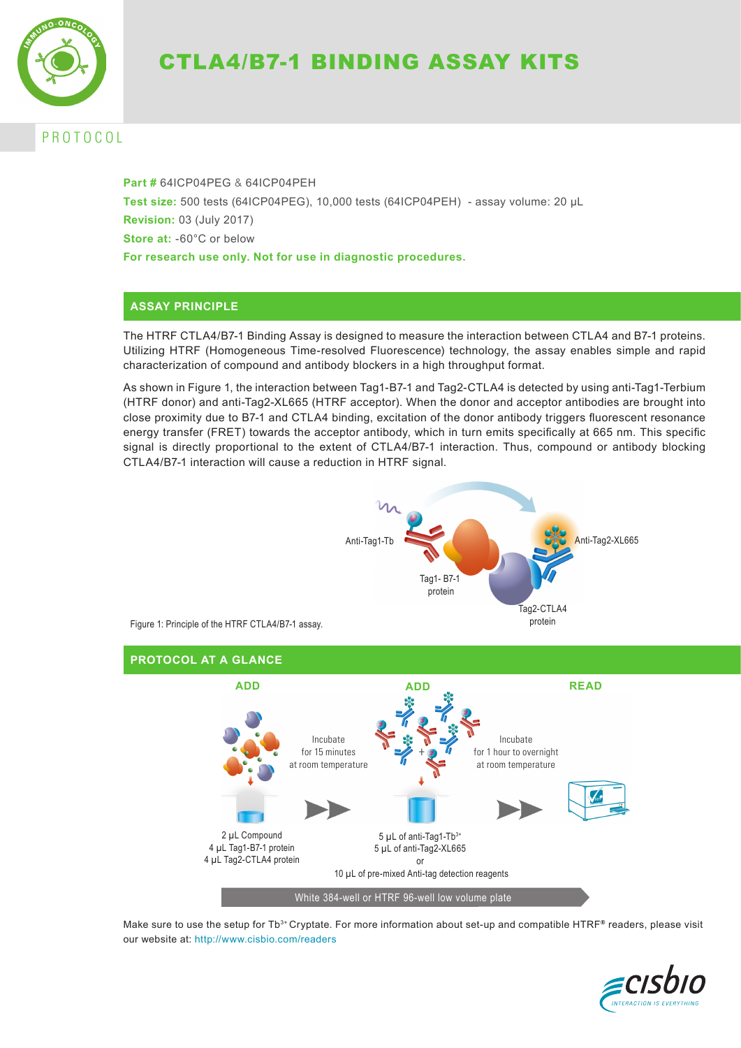# CTLA4/B7-1 BINDING ASSAY KITS

PROTOCOL

**Part #** 64ICP04PEG & 64ICP04PEH
**Test size:** 500 tests (64ICP04PEG), 10,000 tests (64ICP04PEH) - assay volume: 20 µL
**Revision:** 03 (July 2017)
**Store at:** -60°C or below
**For research use only. Not for use in diagnostic procedures.**

## ASSAY PRINCIPLE

The HTRF CTLA4/B7-1 Binding Assay is designed to measure the interaction between CTLA4 and B7-1 proteins. Utilizing HTRF (Homogeneous Time-resolved Fluorescence) technology, the assay enables simple and rapid characterization of compound and antibody blockers in a high throughput format.

As shown in Figure 1, the interaction between Tag1-B7-1 and Tag2-CTLA4 is detected by using anti-Tag1-Terbium (HTRF donor) and anti-Tag2-XL665 (HTRF acceptor). When the donor and acceptor antibodies are brought into close proximity due to B7-1 and CTLA4 binding, excitation of the donor antibody triggers fluorescent resonance energy transfer (FRET) towards the acceptor antibody, which in turn emits specifically at 665 nm. This specific signal is directly proportional to the extent of CTLA4/B7-1 interaction. Thus, compound or antibody blocking CTLA4/B7-1 interaction will cause a reduction in HTRF signal.

Anti-Tag1-Tb | Tag1- B7-1 protein | Tag2-CTLA4 protein | Anti-Tag2-XL665

Figure 1: Principle of the HTRF CTLA4/B7-1 assay.

## PROTOCOL AT A GLANCE

**ADD**
2 µL Compound
4 µL Tag1-B7-1 protein
4 µL Tag2-CTLA4 protein

Incubate for 15 minutes at room temperature

**ADD**
5 µL of anti-Tag1-$Tb^{3+}$
5 µL of anti-Tag2-XL665
or
10 µL of pre-mixed Anti-tag detection reagents

Incubate for 1 hour to overnight at room temperature

**READ**

White 384-well or HTRF 96-well low volume plate

Make sure to use the setup for $Tb^{3+}$ Cryptate. For more information about set-up and compatible HTRF® readers, please visit our website at: http://www.cisbio.com/readers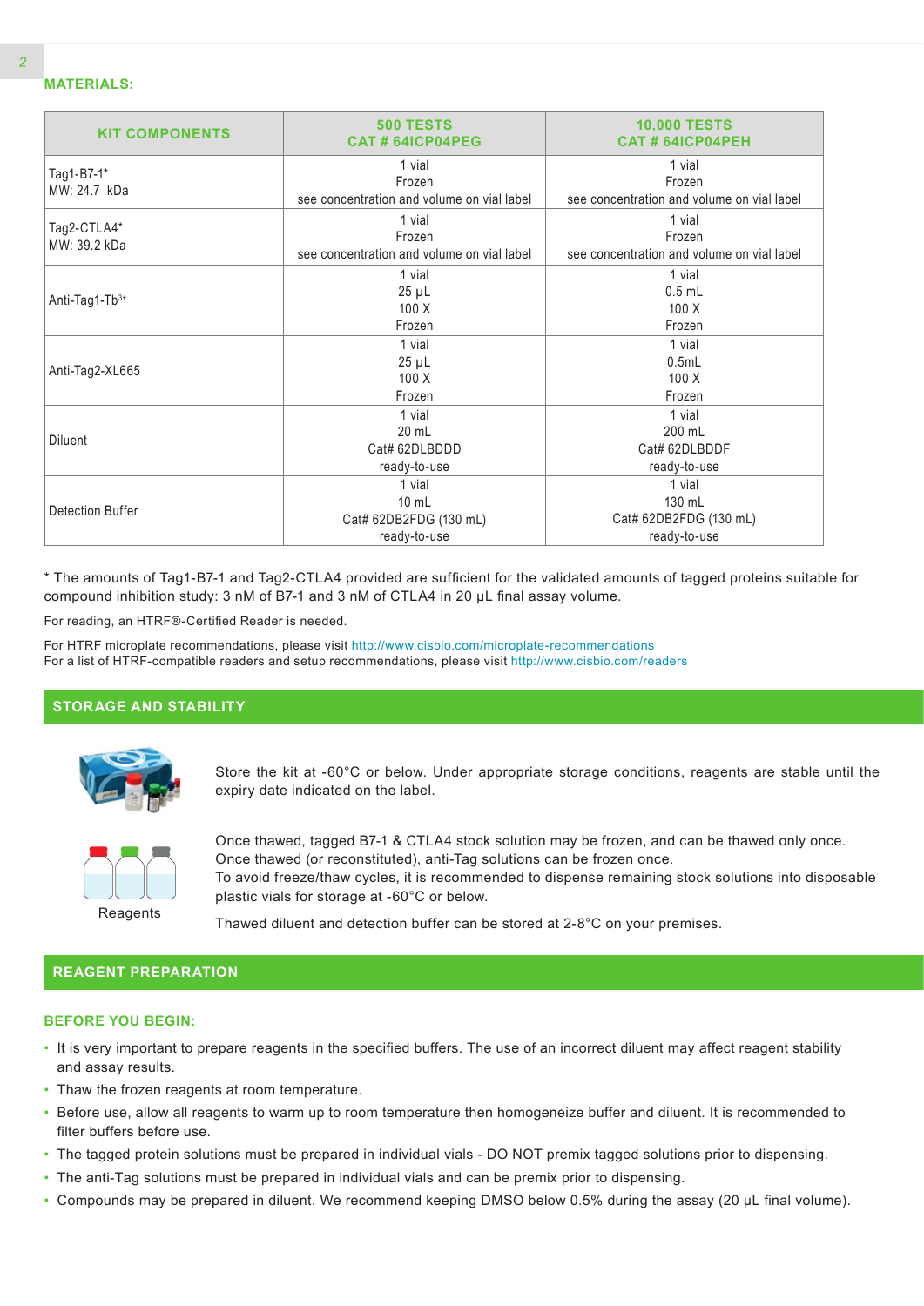## MATERIALS:

| KIT COMPONENTS | 500 TESTS<br>CAT # 64ICP04PEG | 10,000 TESTS<br>CAT # 64ICP04PEH |
|---|---|---|
| Tag1-B7-1*<br>MW: 24.7 kDa | 1 vial<br>Frozen<br>see concentration and volume on vial label | 1 vial<br>Frozen<br>see concentration and volume on vial label |
| Tag2-CTLA4*<br>MW: 39.2 kDa | 1 vial<br>Frozen<br>see concentration and volume on vial label | 1 vial<br>Frozen<br>see concentration and volume on vial label |
| Anti-Tag1-$Tb^{3+}$ | 1 vial<br>25 µL<br>100 X<br>Frozen | 1 vial<br>0.5 mL<br>100 X<br>Frozen |
| Anti-Tag2-XL665 | 1 vial<br>25 µL<br>100 X<br>Frozen | 1 vial<br>0.5mL<br>100 X<br>Frozen |
| Diluent | 1 vial<br>20 mL<br>Cat# 62DLBDDD<br>ready-to-use | 1 vial<br>200 mL<br>Cat# 62DLBDDF<br>ready-to-use |
| Detection Buffer | 1 vial<br>10 mL<br>Cat# 62DB2FDG (130 mL)<br>ready-to-use | 1 vial<br>130 mL<br>Cat# 62DB2FDG (130 mL)<br>ready-to-use |

* The amounts of Tag1-B7-1 and Tag2-CTLA4 provided are sufficient for the validated amounts of tagged proteins suitable for compound inhibition study: 3 nM of B7-1 and 3 nM of CTLA4 in 20 µL final assay volume.

For reading, an HTRF®-Certified Reader is needed.

For HTRF microplate recommendations, please visit http://www.cisbio.com/microplate-recommendations
For a list of HTRF-compatible readers and setup recommendations, please visit http://www.cisbio.com/readers

## STORAGE AND STABILITY

Store the kit at -60°C or below. Under appropriate storage conditions, reagents are stable until the expiry date indicated on the label.

Reagents

Once thawed, tagged B7-1 & CTLA4 stock solution may be frozen, and can be thawed only once.
Once thawed (or reconstituted), anti-Tag solutions can be frozen once.
To avoid freeze/thaw cycles, it is recommended to dispense remaining stock solutions into disposable plastic vials for storage at -60°C or below.

Thawed diluent and detection buffer can be stored at 2-8°C on your premises.

## REAGENT PREPARATION

### BEFORE YOU BEGIN:

- It is very important to prepare reagents in the specified buffers. The use of an incorrect diluent may affect reagent stability and assay results.
- Thaw the frozen reagents at room temperature.
- Before use, allow all reagents to warm up to room temperature then homogeneize buffer and diluent. It is recommended to filter buffers before use.
- The tagged protein solutions must be prepared in individual vials - DO NOT premix tagged solutions prior to dispensing.
- The anti-Tag solutions must be prepared in individual vials and can be premix prior to dispensing.
- Compounds may be prepared in diluent. We recommend keeping DMSO below 0.5% during the assay (20 µL final volume).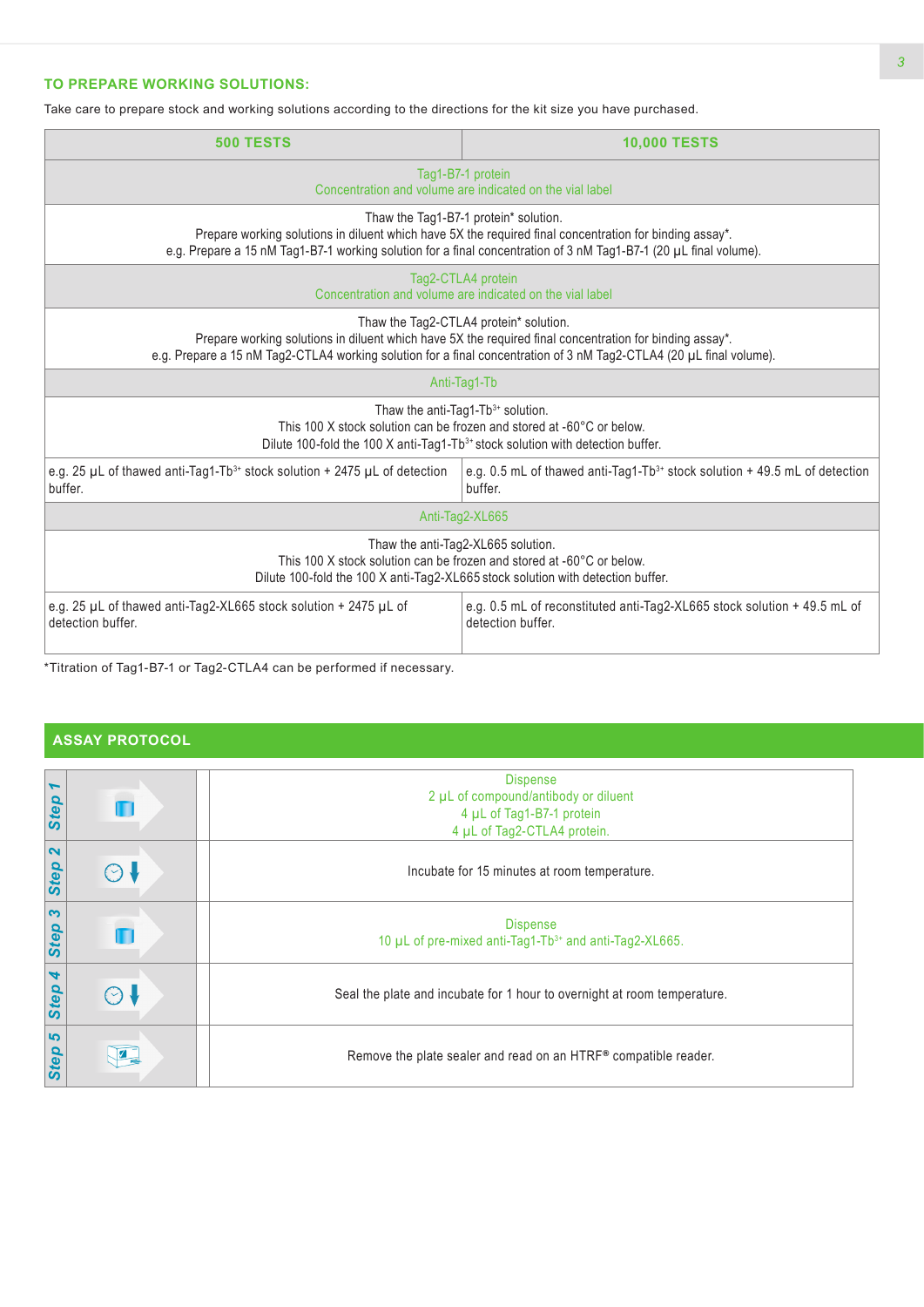## TO PREPARE WORKING SOLUTIONS:

Take care to prepare stock and working solutions according to the directions for the kit size you have purchased.

| 500 TESTS | 10,000 TESTS |
|---|---|
| Tag1-B7-1 protein<br>Concentration and volume are indicated on the vial label | |
| Thaw the Tag1-B7-1 protein* solution.<br>Prepare working solutions in diluent which have 5X the required final concentration for binding assay*.<br>e.g. Prepare a 15 nM Tag1-B7-1 working solution for a final concentration of 3 nM Tag1-B7-1 (20 µL final volume). | |
| Tag2-CTLA4 protein<br>Concentration and volume are indicated on the vial label | |
| Thaw the Tag2-CTLA4 protein* solution.<br>Prepare working solutions in diluent which have 5X the required final concentration for binding assay*.<br>e.g. Prepare a 15 nM Tag2-CTLA4 working solution for a final concentration of 3 nM Tag2-CTLA4 (20 µL final volume). | |
| Anti-Tag1-Tb | |
| Thaw the anti-Tag1-$Tb^{3+}$ solution.<br>This 100 X stock solution can be frozen and stored at -60°C or below.<br>Dilute 100-fold the 100 X anti-Tag1-$Tb^{3+}$ stock solution with detection buffer. | |
| e.g. 25 µL of thawed anti-Tag1-$Tb^{3+}$ stock solution + 2475 µL of detection buffer. | e.g. 0.5 mL of thawed anti-Tag1-$Tb^{3+}$ stock solution + 49.5 mL of detection buffer. |
| Anti-Tag2-XL665 | |
| Thaw the anti-Tag2-XL665 solution.<br>This 100 X stock solution can be frozen and stored at -60°C or below.<br>Dilute 100-fold the 100 X anti-Tag2-XL665 stock solution with detection buffer. | |
| e.g. 25 µL of thawed anti-Tag2-XL665 stock solution + 2475 µL of detection buffer. | e.g. 0.5 mL of reconstituted anti-Tag2-XL665 stock solution + 49.5 mL of detection buffer. |

*Titration of Tag1-B7-1 or Tag2-CTLA4 can be performed if necessary.

## ASSAY PROTOCOL

| Step | Action |
|---|---|
| Step 1 | Dispense<br>2 µL of compound/antibody or diluent<br>4 µL of Tag1-B7-1 protein<br>4 µL of Tag2-CTLA4 protein. |
| Step 2 | Incubate for 15 minutes at room temperature. |
| Step 3 | Dispense<br>10 µL of pre-mixed anti-Tag1-$Tb^{3+}$ and anti-Tag2-XL665. |
| Step 4 | Seal the plate and incubate for 1 hour to overnight at room temperature. |
| Step 5 | Remove the plate sealer and read on an HTRF® compatible reader. |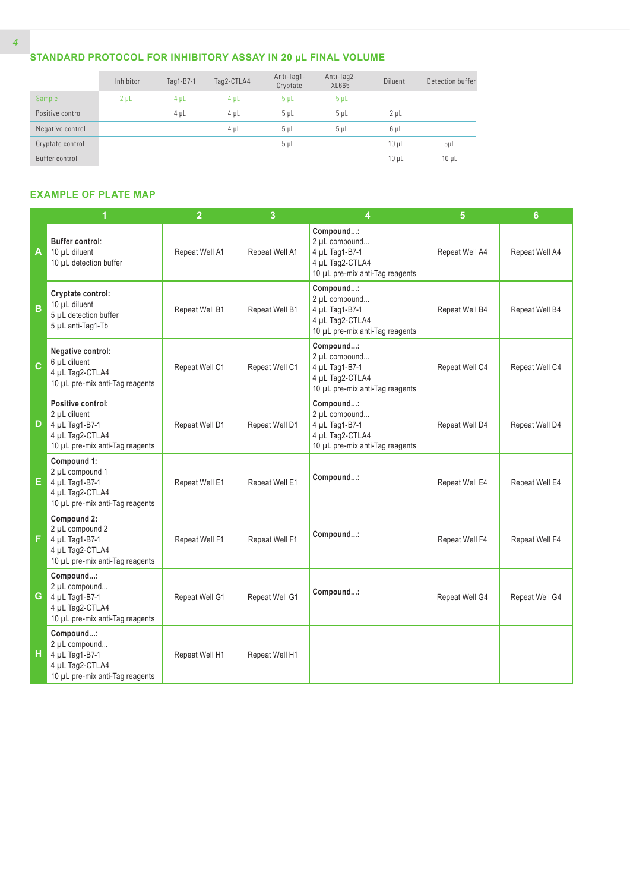## STANDARD PROTOCOL FOR INHIBITORY ASSAY IN 20 µL FINAL VOLUME

| | Inhibitor | Tag1-B7-1 | Tag2-CTLA4 | Anti-Tag1-Cryptate | Anti-Tag2-XL665 | Diluent | Detection buffer |
|---|---|---|---|---|---|---|---|
| Sample | 2 µL | 4 µL | 4 µL | 5 µL | 5 µL | | |
| Positive control | | 4 µL | 4 µL | 5 µL | 5 µL | 2 µL | |
| Negative control | | | 4 µL | 5 µL | 5 µL | 6 µL | |
| Cryptate control | | | | 5 µL | | 10 µL | 5µL |
| Buffer control | | | | | | 10 µL | 10 µL |

## EXAMPLE OF PLATE MAP

| | 1 | 2 | 3 | 4 | 5 | 6 |
|---|---|---|---|---|---|---|
| A | **Buffer control**:<br>10 µL diluent<br>10 µL detection buffer | Repeat Well A1 | Repeat Well A1 | **Compound...:**<br>2 µL compound...<br>4 µL Tag1-B7-1<br>4 µL Tag2-CTLA4<br>10 µL pre-mix anti-Tag reagents | Repeat Well A4 | Repeat Well A4 |
| B | **Cryptate control:**<br>10 µL diluent<br>5 µL detection buffer<br>5 µL anti-Tag1-Tb | Repeat Well B1 | Repeat Well B1 | **Compound...:**<br>2 µL compound...<br>4 µL Tag1-B7-1<br>4 µL Tag2-CTLA4<br>10 µL pre-mix anti-Tag reagents | Repeat Well B4 | Repeat Well B4 |
| C | **Negative control:**<br>6 µL diluent<br>4 µL Tag2-CTLA4<br>10 µL pre-mix anti-Tag reagents | Repeat Well C1 | Repeat Well C1 | **Compound...:**<br>2 µL compound...<br>4 µL Tag1-B7-1<br>4 µL Tag2-CTLA4<br>10 µL pre-mix anti-Tag reagents | Repeat Well C4 | Repeat Well C4 |
| D | **Positive control:**<br>2 µL diluent<br>4 µL Tag1-B7-1<br>4 µL Tag2-CTLA4<br>10 µL pre-mix anti-Tag reagents | Repeat Well D1 | Repeat Well D1 | **Compound...:**<br>2 µL compound...<br>4 µL Tag1-B7-1<br>4 µL Tag2-CTLA4<br>10 µL pre-mix anti-Tag reagents | Repeat Well D4 | Repeat Well D4 |
| E | **Compound 1:**<br>2 µL compound 1<br>4 µL Tag1-B7-1<br>4 µL Tag2-CTLA4<br>10 µL pre-mix anti-Tag reagents | Repeat Well E1 | Repeat Well E1 | **Compound...:** | Repeat Well E4 | Repeat Well E4 |
| F | **Compound 2:**<br>2 µL compound 2<br>4 µL Tag1-B7-1<br>4 µL Tag2-CTLA4<br>10 µL pre-mix anti-Tag reagents | Repeat Well F1 | Repeat Well F1 | **Compound...:** | Repeat Well F4 | Repeat Well F4 |
| G | **Compound...:**<br>2 µL compound...<br>4 µL Tag1-B7-1<br>4 µL Tag2-CTLA4<br>10 µL pre-mix anti-Tag reagents | Repeat Well G1 | Repeat Well G1 | **Compound...:** | Repeat Well G4 | Repeat Well G4 |
| H | **Compound...:**<br>2 µL compound...<br>4 µL Tag1-B7-1<br>4 µL Tag2-CTLA4<br>10 µL pre-mix anti-Tag reagents | Repeat Well H1 | Repeat Well H1 | | | |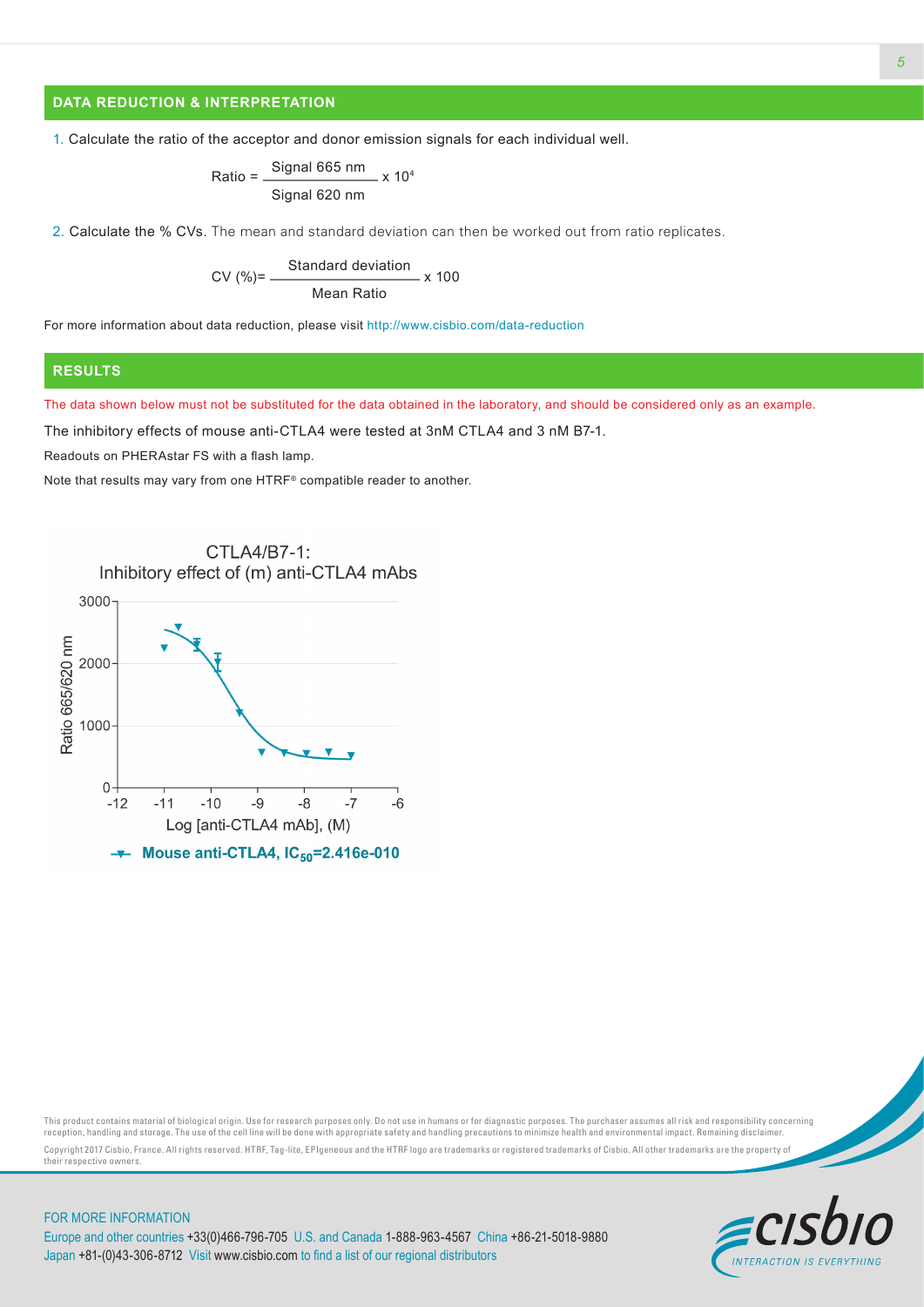## DATA REDUCTION & INTERPRETATION

1. Calculate the ratio of the acceptor and donor emission signals for each individual well.

$$\text{Ratio} = \frac{\text{Signal 665 nm}}{\text{Signal 620 nm}} \times 10^4$$

2. Calculate the % CVs. The mean and standard deviation can then be worked out from ratio replicates.

$$\text{CV (\%)} = \frac{\text{Standard deviation}}{\text{Mean Ratio}} \times 100$$

For more information about data reduction, please visit http://www.cisbio.com/data-reduction

## RESULTS

The data shown below must not be substituted for the data obtained in the laboratory, and should be considered only as an example.

The inhibitory effects of mouse anti-CTLA4 were tested at 3nM CTLA4 and 3 nM B7-1.

Readouts on PHERAstar FS with a flash lamp.

Note that results may vary from one HTRF® compatible reader to another.

CTLA4/B7-1:
Inhibitory effect of (m) anti-CTLA4 mAbs

Ratio 665/620 nm

3000
2000
1000
0

-12 -11 -10 -9 -8 -7 -6

Log [anti-CTLA4 mAb], (M)

Mouse anti-CTLA4, $IC_{50}$=2.416e-010

This product contains material of biological origin. Use for research purposes only. Do not use in humans or for diagnostic purposes. The purchaser assumes all risk and responsibility concerning reception, handling and storage. The use of the cell line will be done with appropriate safety and handling precautions to minimize health and environmental impact. Remaining disclaimer.

Copyright 2017 Cisbio, France. All rights reserved. HTRF, Tag-lite, EPIgeneous and the HTRF logo are trademarks or registered trademarks of Cisbio. All other trademarks are the property of their respective owners.

FOR MORE INFORMATION

Europe and other countries +33(0)466-796-705 U.S. and Canada 1-888-963-4567 China +86-21-5018-9880
Japan +81-(0)43-306-8712 Visit www.cisbio.com to find a list of our regional distributors

cisbio
INTERACTION IS EVERYTHING